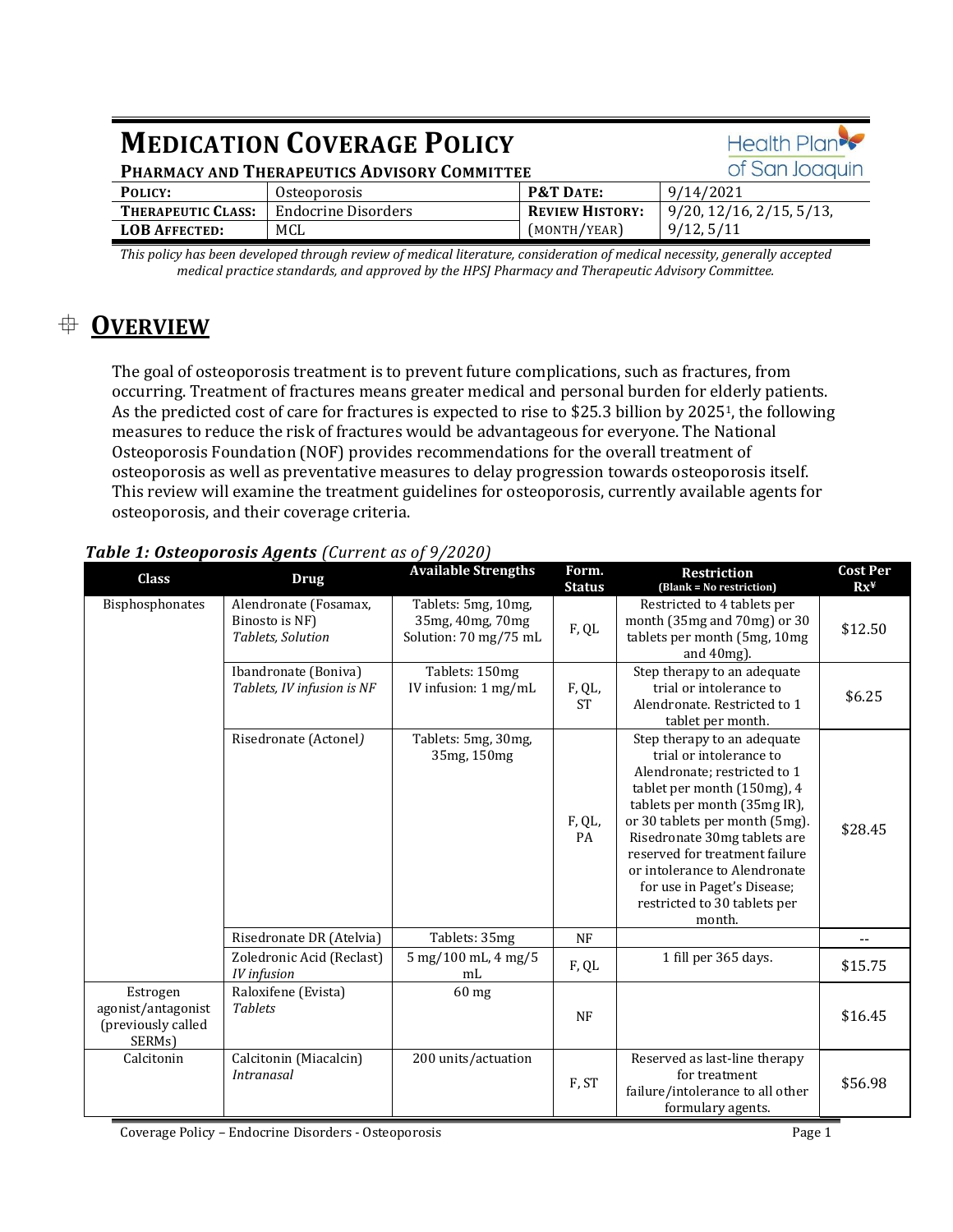# MEDICATION COVERAGE POLICY

**PHARMACY AND THERAPEUTICS ADVISORY COMMITTEE**

| POLICY: | Osteoporosis | P&T DATE: | 9/14/2021 |
|---|---|---|---|
| THERAPEUTIC CLASS: | Endocrine Disorders | REVIEW HISTORY: (MONTH/YEAR) | 9/20, 12/16, 2/15, 5/13, 9/12, 5/11 |
| LOB AFFECTED: | MCL | | |

*This policy has been developed through review of medical literature, consideration of medical necessity, generally accepted medical practice standards, and approved by the HPSJ Pharmacy and Therapeutic Advisory Committee.*

## OVERVIEW

The goal of osteoporosis treatment is to prevent future complications, such as fractures, from occurring. Treatment of fractures means greater medical and personal burden for elderly patients. As the predicted cost of care for fractures is expected to rise to $25.3 billion by 2025[1], the following measures to reduce the risk of fractures would be advantageous for everyone. The National Osteoporosis Foundation (NOF) provides recommendations for the overall treatment of osteoporosis as well as preventative measures to delay progression towards osteoporosis itself. This review will examine the treatment guidelines for osteoporosis, currently available agents for osteoporosis, and their coverage criteria.

***Table 1: Osteoporosis Agents*** *(Current as of 9/2020)*

| Class | Drug | Available Strengths | Form. Status | Restriction (Blank = No restriction) | Cost Per Rx¥ |
|---|---|---|---|---|---|
| Bisphosphonates | Alendronate (Fosamax, Binosto is NF) *Tablets, Solution* | Tablets: 5mg, 10mg, 35mg, 40mg, 70mg Solution: 70 mg/75 mL | F, QL | Restricted to 4 tablets per month (35mg and 70mg) or 30 tablets per month (5mg, 10mg and 40mg). | $12.50 |
| | Ibandronate (Boniva) *Tablets, IV infusion is NF* | Tablets: 150mg IV infusion: 1 mg/mL | F, QL, ST | Step therapy to an adequate trial or intolerance to Alendronate. Restricted to 1 tablet per month. | $6.25 |
| | Risedronate (Actonel) | Tablets: 5mg, 30mg, 35mg, 150mg | F, QL, PA | Step therapy to an adequate trial or intolerance to Alendronate; restricted to 1 tablet per month (150mg), 4 tablets per month (35mg IR), or 30 tablets per month (5mg). Risedronate 30mg tablets are reserved for treatment failure or intolerance to Alendronate for use in Paget's Disease; restricted to 30 tablets per month. | $28.45 |
| | Risedronate DR (Atelvia) | Tablets: 35mg | NF | | -- |
| | Zoledronic Acid (Reclast) *IV infusion* | 5 mg/100 mL, 4 mg/5 mL | F, QL | 1 fill per 365 days. | $15.75 |
| Estrogen agonist/antagonist (previously called SERMs) | Raloxifene (Evista) *Tablets* | 60 mg | NF | | $16.45 |
| Calcitonin | Calcitonin (Miacalcin) *Intranasal* | 200 units/actuation | F, ST | Reserved as last-line therapy for treatment failure/intolerance to all other formulary agents. | $56.98 |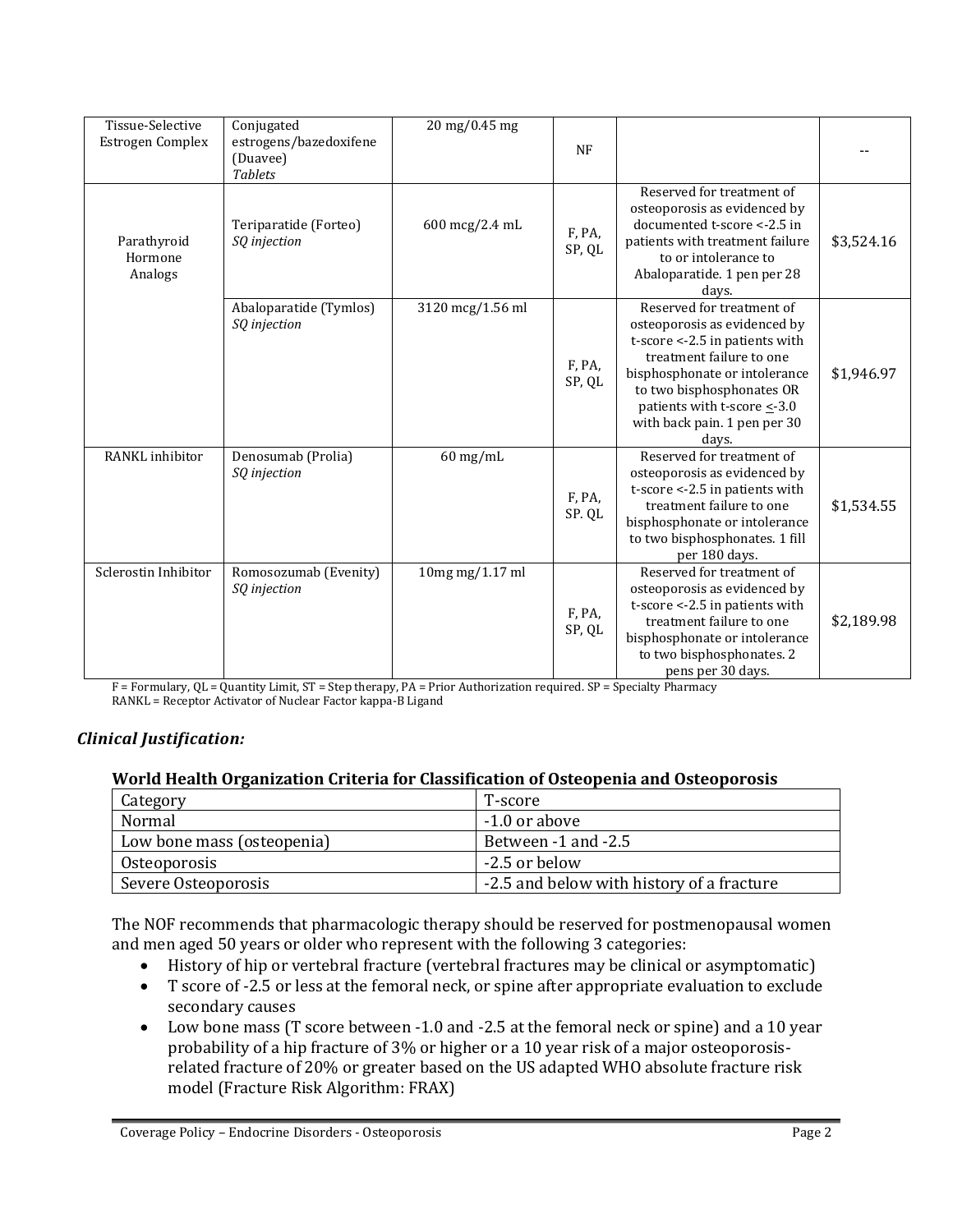| Tissue-Selective Estrogen Complex | Conjugated estrogens/bazedoxifene (Duavee) *Tablets* | 20 mg/0.45 mg | NF | | -- |
|---|---|---|---|---|---|
| Parathyroid Hormone Analogs | Teriparatide (Forteo) *SQ injection* | 600 mcg/2.4 mL | F, PA, SP, QL | Reserved for treatment of osteoporosis as evidenced by documented t-score <-2.5 in patients with treatment failure to or intolerance to Abaloparatide. 1 pen per 28 days. | $3,524.16 |
| | Abaloparatide (Tymlos) *SQ injection* | 3120 mcg/1.56 ml | F, PA, SP, QL | Reserved for treatment of osteoporosis as evidenced by t-score <-2.5 in patients with treatment failure to one bisphosphonate or intolerance to two bisphosphonates OR patients with t-score <-3.0 with back pain. 1 pen per 30 days. | $1,946.97 |
| RANKL inhibitor | Denosumab (Prolia) *SQ injection* | 60 mg/mL | F, PA, SP. QL | Reserved for treatment of osteoporosis as evidenced by t-score <-2.5 in patients with treatment failure to one bisphosphonate or intolerance to two bisphosphonates. 1 fill per 180 days. | $1,534.55 |
| Sclerostin Inhibitor | Romosozumab (Evenity) *SQ injection* | 10mg mg/1.17 ml | F, PA, SP, QL | Reserved for treatment of osteoporosis as evidenced by t-score <-2.5 in patients with treatment failure to one bisphosphonate or intolerance to two bisphosphonates. 2 pens per 30 days. | $2,189.98 |

F = Formulary, QL = Quantity Limit, ST = Step therapy, PA = Prior Authorization required. SP = Specialty Pharmacy
RANKL = Receptor Activator of Nuclear Factor kappa-B Ligand

### *Clinical Justification:*

**World Health Organization Criteria for Classification of Osteopenia and Osteoporosis**

| Category | T-score |
|---|---|
| Normal | -1.0 or above |
| Low bone mass (osteopenia) | Between -1 and -2.5 |
| Osteoporosis | -2.5 or below |
| Severe Osteoporosis | -2.5 and below with history of a fracture |

The NOF recommends that pharmacologic therapy should be reserved for postmenopausal women and men aged 50 years or older who represent with the following 3 categories:

- History of hip or vertebral fracture (vertebral fractures may be clinical or asymptomatic)
- T score of -2.5 or less at the femoral neck, or spine after appropriate evaluation to exclude secondary causes
- Low bone mass (T score between -1.0 and -2.5 at the femoral neck or spine) and a 10 year probability of a hip fracture of 3% or higher or a 10 year risk of a major osteoporosis-related fracture of 20% or greater based on the US adapted WHO absolute fracture risk model (Fracture Risk Algorithm: FRAX)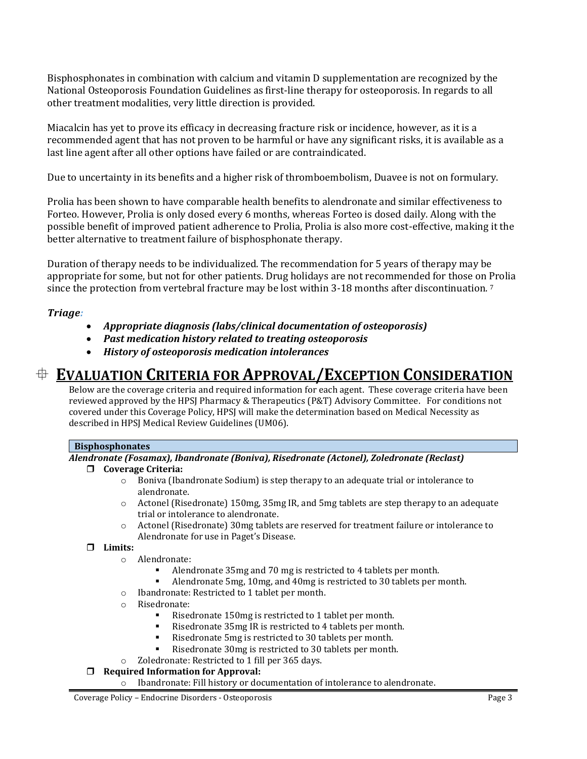Bisphosphonates in combination with calcium and vitamin D supplementation are recognized by the National Osteoporosis Foundation Guidelines as first-line therapy for osteoporosis. In regards to all other treatment modalities, very little direction is provided.

Miacalcin has yet to prove its efficacy in decreasing fracture risk or incidence, however, as it is a recommended agent that has not proven to be harmful or have any significant risks, it is available as a last line agent after all other options have failed or are contraindicated.

Due to uncertainty in its benefits and a higher risk of thromboembolism, Duavee is not on formulary.

Prolia has been shown to have comparable health benefits to alendronate and similar effectiveness to Forteo. However, Prolia is only dosed every 6 months, whereas Forteo is dosed daily. Along with the possible benefit of improved patient adherence to Prolia, Prolia is also more cost-effective, making it the better alternative to treatment failure of bisphosphonate therapy.

Duration of therapy needs to be individualized. The recommendation for 5 years of therapy may be appropriate for some, but not for other patients. Drug holidays are not recommended for those on Prolia since the protection from vertebral fracture may be lost within 3-18 months after discontinuation. [7]

***Triage:***

- ***Appropriate diagnosis (labs/clinical documentation of osteoporosis)***
- ***Past medication history related to treating osteoporosis***
- ***History of osteoporosis medication intolerances***

## EVALUATION CRITERIA FOR APPROVAL/EXCEPTION CONSIDERATION

Below are the coverage criteria and required information for each agent. These coverage criteria have been reviewed approved by the HPSJ Pharmacy & Therapeutics (P&T) Advisory Committee. For conditions not covered under this Coverage Policy, HPSJ will make the determination based on Medical Necessity as described in HPSJ Medical Review Guidelines (UM06).

**Bisphosphonates**

***Alendronate (Fosamax), Ibandronate (Boniva), Risedronate (Actonel), Zoledronate (Reclast)***

- **Coverage Criteria:**
  - Boniva (Ibandronate Sodium) is step therapy to an adequate trial or intolerance to alendronate.
  - Actonel (Risedronate) 150mg, 35mg IR, and 5mg tablets are step therapy to an adequate trial or intolerance to alendronate.
  - Actonel (Risedronate) 30mg tablets are reserved for treatment failure or intolerance to Alendronate for use in Paget's Disease.
- **Limits:**
  - Alendronate:
    - Alendronate 35mg and 70 mg is restricted to 4 tablets per month.
    - Alendronate 5mg, 10mg, and 40mg is restricted to 30 tablets per month.
  - Ibandronate: Restricted to 1 tablet per month.
  - Risedronate:
    - Risedronate 150mg is restricted to 1 tablet per month.
    - Risedronate 35mg IR is restricted to 4 tablets per month.
    - Risedronate 5mg is restricted to 30 tablets per month.
    - Risedronate 30mg is restricted to 30 tablets per month.
  - Zoledronate: Restricted to 1 fill per 365 days.
- **Required Information for Approval:**
  - Ibandronate: Fill history or documentation of intolerance to alendronate.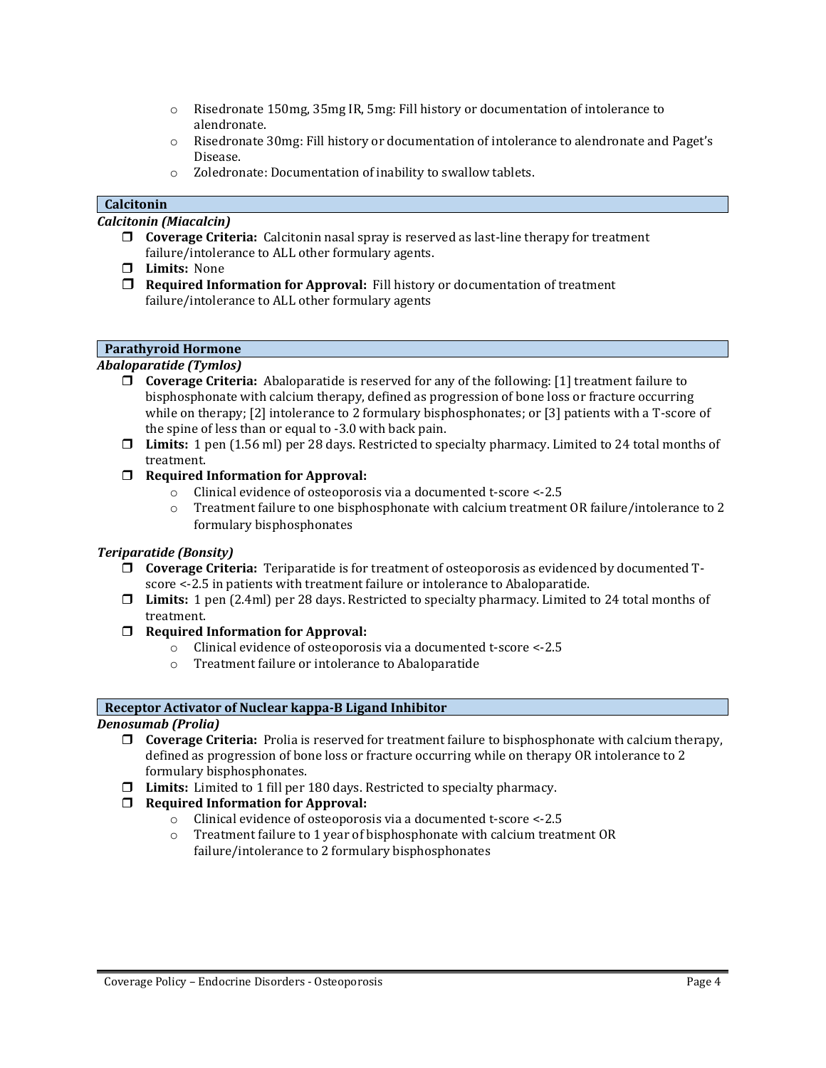- Risedronate 150mg, 35mg IR, 5mg: Fill history or documentation of intolerance to alendronate.
- Risedronate 30mg: Fill history or documentation of intolerance to alendronate and Paget's Disease.
- Zoledronate: Documentation of inability to swallow tablets.

## Calcitonin

### *Calcitonin (Miacalcin)*

- **Coverage Criteria:** Calcitonin nasal spray is reserved as last-line therapy for treatment failure/intolerance to ALL other formulary agents.
- **Limits:** None
- **Required Information for Approval:** Fill history or documentation of treatment failure/intolerance to ALL other formulary agents

## Parathyroid Hormone

### *Abaloparatide (Tymlos)*

- **Coverage Criteria:** Abaloparatide is reserved for any of the following: [1] treatment failure to bisphosphonate with calcium therapy, defined as progression of bone loss or fracture occurring while on therapy; [2] intolerance to 2 formulary bisphosphonates; or [3] patients with a T-score of the spine of less than or equal to -3.0 with back pain.
- **Limits:** 1 pen (1.56 ml) per 28 days. Restricted to specialty pharmacy. Limited to 24 total months of treatment.
- **Required Information for Approval:**
  - Clinical evidence of osteoporosis via a documented t-score <-2.5
  - Treatment failure to one bisphosphonate with calcium treatment OR failure/intolerance to 2 formulary bisphosphonates

### *Teriparatide (Bonsity)*

- **Coverage Criteria:** Teriparatide is for treatment of osteoporosis as evidenced by documented T-score <-2.5 in patients with treatment failure or intolerance to Abaloparatide.
- **Limits:** 1 pen (2.4ml) per 28 days. Restricted to specialty pharmacy. Limited to 24 total months of treatment.
- **Required Information for Approval:**
  - Clinical evidence of osteoporosis via a documented t-score <-2.5
  - Treatment failure or intolerance to Abaloparatide

## Receptor Activator of Nuclear kappa-B Ligand Inhibitor

### *Denosumab (Prolia)*

- **Coverage Criteria:** Prolia is reserved for treatment failure to bisphosphonate with calcium therapy, defined as progression of bone loss or fracture occurring while on therapy OR intolerance to 2 formulary bisphosphonates.
- **Limits:** Limited to 1 fill per 180 days. Restricted to specialty pharmacy.
- **Required Information for Approval:**
  - Clinical evidence of osteoporosis via a documented t-score <-2.5
  - Treatment failure to 1 year of bisphosphonate with calcium treatment OR failure/intolerance to 2 formulary bisphosphonates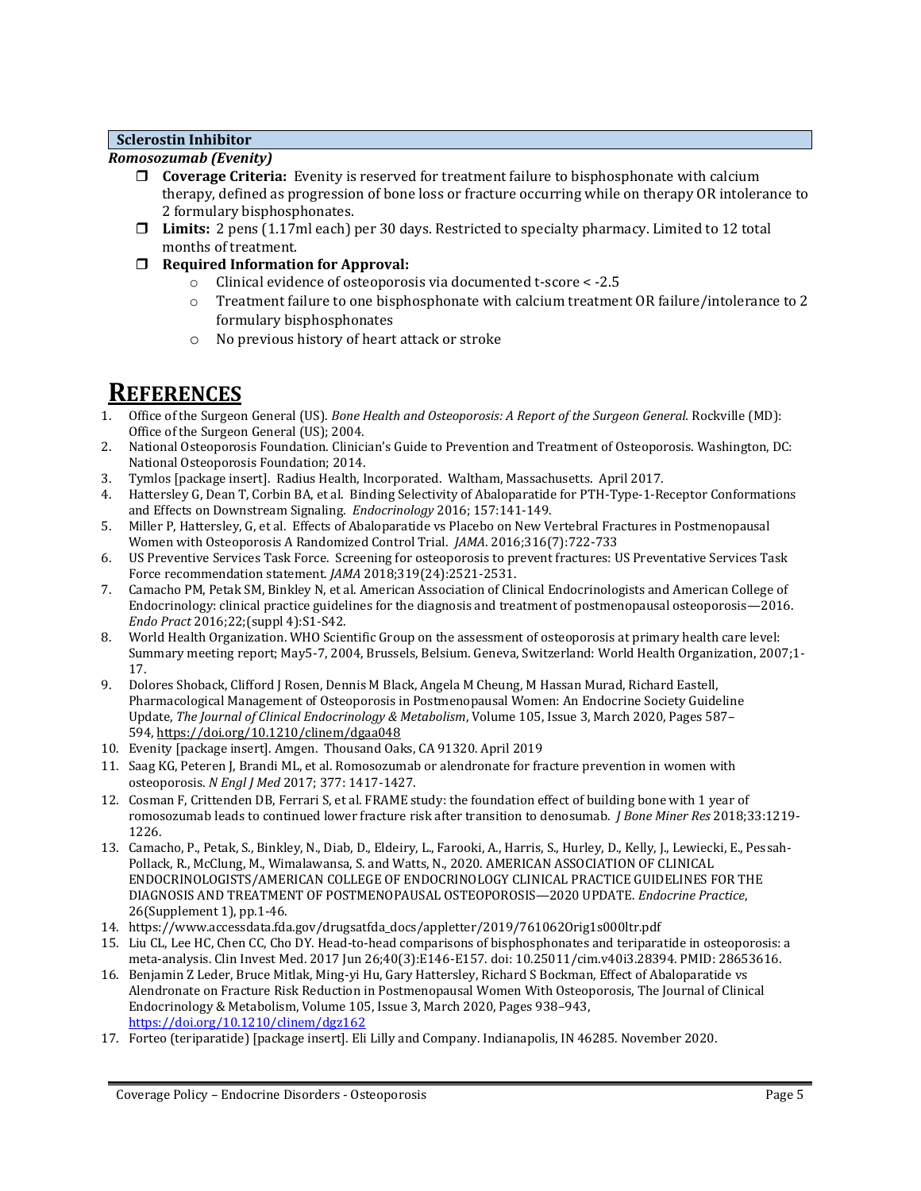### Sclerostin Inhibitor

***Romosozumab (Evenity)***

- **Coverage Criteria:** Evenity is reserved for treatment failure to bisphosphonate with calcium therapy, defined as progression of bone loss or fracture occurring while on therapy OR intolerance to 2 formulary bisphosphonates.
- **Limits:** 2 pens (1.17ml each) per 30 days. Restricted to specialty pharmacy. Limited to 12 total months of treatment.
- **Required Information for Approval:**
  - Clinical evidence of osteoporosis via documented t-score < -2.5
  - Treatment failure to one bisphosphonate with calcium treatment OR failure/intolerance to 2 formulary bisphosphonates
  - No previous history of heart attack or stroke

# REFERENCES

1. Office of the Surgeon General (US). *Bone Health and Osteoporosis: A Report of the Surgeon General.* Rockville (MD): Office of the Surgeon General (US); 2004.
2. National Osteoporosis Foundation. Clinician's Guide to Prevention and Treatment of Osteoporosis. Washington, DC: National Osteoporosis Foundation; 2014.
3. Tymlos [package insert]. Radius Health, Incorporated. Waltham, Massachusetts. April 2017.
4. Hattersley G, Dean T, Corbin BA, et al. Binding Selectivity of Abaloparatide for PTH-Type-1-Receptor Conformations and Effects on Downstream Signaling. *Endocrinology* 2016; 157:141-149.
5. Miller P, Hattersley, G, et al. Effects of Abaloparatide vs Placebo on New Vertebral Fractures in Postmenopausal Women with Osteoporosis A Randomized Control Trial. *JAMA*. 2016;316(7):722-733
6. US Preventive Services Task Force. Screening for osteoporosis to prevent fractures: US Preventative Services Task Force recommendation statement. *JAMA* 2018;319(24):2521-2531.
7. Camacho PM, Petak SM, Binkley N, et al. American Association of Clinical Endocrinologists and American College of Endocrinology: clinical practice guidelines for the diagnosis and treatment of postmenopausal osteoporosis—2016. *Endo Pract* 2016;22;(suppl 4):S1-S42.
8. World Health Organization. WHO Scientific Group on the assessment of osteoporosis at primary health care level: Summary meeting report; May5-7, 2004, Brussels, Belsium. Geneva, Switzerland: World Health Organization, 2007;1-17.
9. Dolores Shoback, Clifford J Rosen, Dennis M Black, Angela M Cheung, M Hassan Murad, Richard Eastell, Pharmacological Management of Osteoporosis in Postmenopausal Women: An Endocrine Society Guideline Update, *The Journal of Clinical Endocrinology & Metabolism*, Volume 105, Issue 3, March 2020, Pages 587–594, https://doi.org/10.1210/clinem/dgaa048
10. Evenity [package insert]. Amgen. Thousand Oaks, CA 91320. April 2019
11. Saag KG, Peteren J, Brandi ML, et al. Romosozumab or alendronate for fracture prevention in women with osteoporosis. *N Engl J Med* 2017; 377: 1417-1427.
12. Cosman F, Crittenden DB, Ferrari S, et al. FRAME study: the foundation effect of building bone with 1 year of romosozumab leads to continued lower fracture risk after transition to denosumab. *J Bone Miner Res* 2018;33:1219-1226.
13. Camacho, P., Petak, S., Binkley, N., Diab, D., Eldeiry, L., Farooki, A., Harris, S., Hurley, D., Kelly, J., Lewiecki, E., Pessah-Pollack, R., McClung, M., Wimalawansa, S. and Watts, N., 2020. AMERICAN ASSOCIATION OF CLINICAL ENDOCRINOLOGISTS/AMERICAN COLLEGE OF ENDOCRINOLOGY CLINICAL PRACTICE GUIDELINES FOR THE DIAGNOSIS AND TREATMENT OF POSTMENOPAUSAL OSTEOPOROSIS—2020 UPDATE. *Endocrine Practice*, 26(Supplement 1), pp.1-46.
14. https://www.accessdata.fda.gov/drugsatfda_docs/appletter/2019/761062Orig1s000ltr.pdf
15. Liu CL, Lee HC, Chen CC, Cho DY. Head-to-head comparisons of bisphosphonates and teriparatide in osteoporosis: a meta-analysis. Clin Invest Med. 2017 Jun 26;40(3):E146-E157. doi: 10.25011/cim.v40i3.28394. PMID: 28653616.
16. Benjamin Z Leder, Bruce Mitlak, Ming-yi Hu, Gary Hattersley, Richard S Bockman, Effect of Abaloparatide vs Alendronate on Fracture Risk Reduction in Postmenopausal Women With Osteoporosis, The Journal of Clinical Endocrinology & Metabolism, Volume 105, Issue 3, March 2020, Pages 938–943, https://doi.org/10.1210/clinem/dgz162
17. Forteo (teriparatide) [package insert]. Eli Lilly and Company. Indianapolis, IN 46285. November 2020.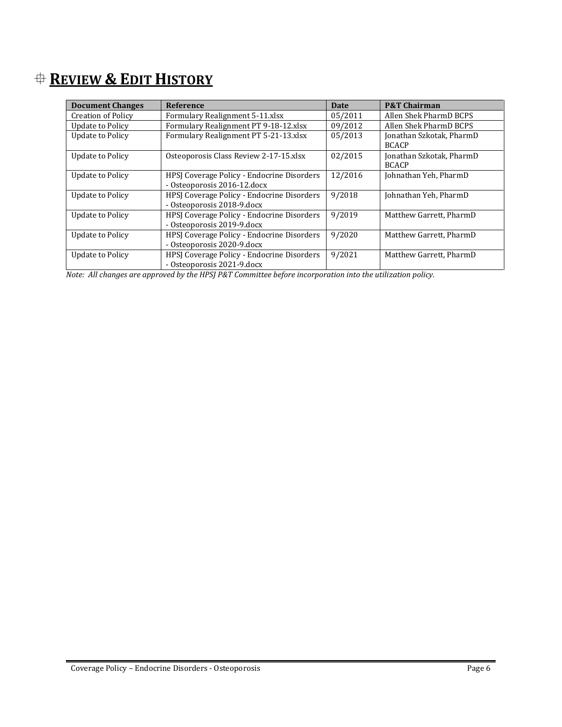# **REVIEW & EDIT HISTORY**

| Document Changes | Reference | Date | P&T Chairman |
| --- | --- | --- | --- |
| Creation of Policy | Formulary Realignment 5-11.xlsx | 05/2011 | Allen Shek PharmD BCPS |
| Update to Policy | Formulary Realignment PT 9-18-12.xlsx | 09/2012 | Allen Shek PharmD BCPS |
| Update to Policy | Formulary Realignment PT 5-21-13.xlsx | 05/2013 | Jonathan Szkotak, PharmD BCACP |
| Update to Policy | Osteoporosis Class Review 2-17-15.xlsx | 02/2015 | Jonathan Szkotak, PharmD BCACP |
| Update to Policy | HPSJ Coverage Policy - Endocrine Disorders - Osteoporosis 2016-12.docx | 12/2016 | Johnathan Yeh, PharmD |
| Update to Policy | HPSJ Coverage Policy - Endocrine Disorders - Osteoporosis 2018-9.docx | 9/2018 | Johnathan Yeh, PharmD |
| Update to Policy | HPSJ Coverage Policy - Endocrine Disorders - Osteoporosis 2019-9.docx | 9/2019 | Matthew Garrett, PharmD |
| Update to Policy | HPSJ Coverage Policy - Endocrine Disorders - Osteoporosis 2020-9.docx | 9/2020 | Matthew Garrett, PharmD |
| Update to Policy | HPSJ Coverage Policy - Endocrine Disorders - Osteoporosis 2021-9.docx | 9/2021 | Matthew Garrett, PharmD |

*Note: All changes are approved by the HPSJ P&T Committee before incorporation into the utilization policy.*